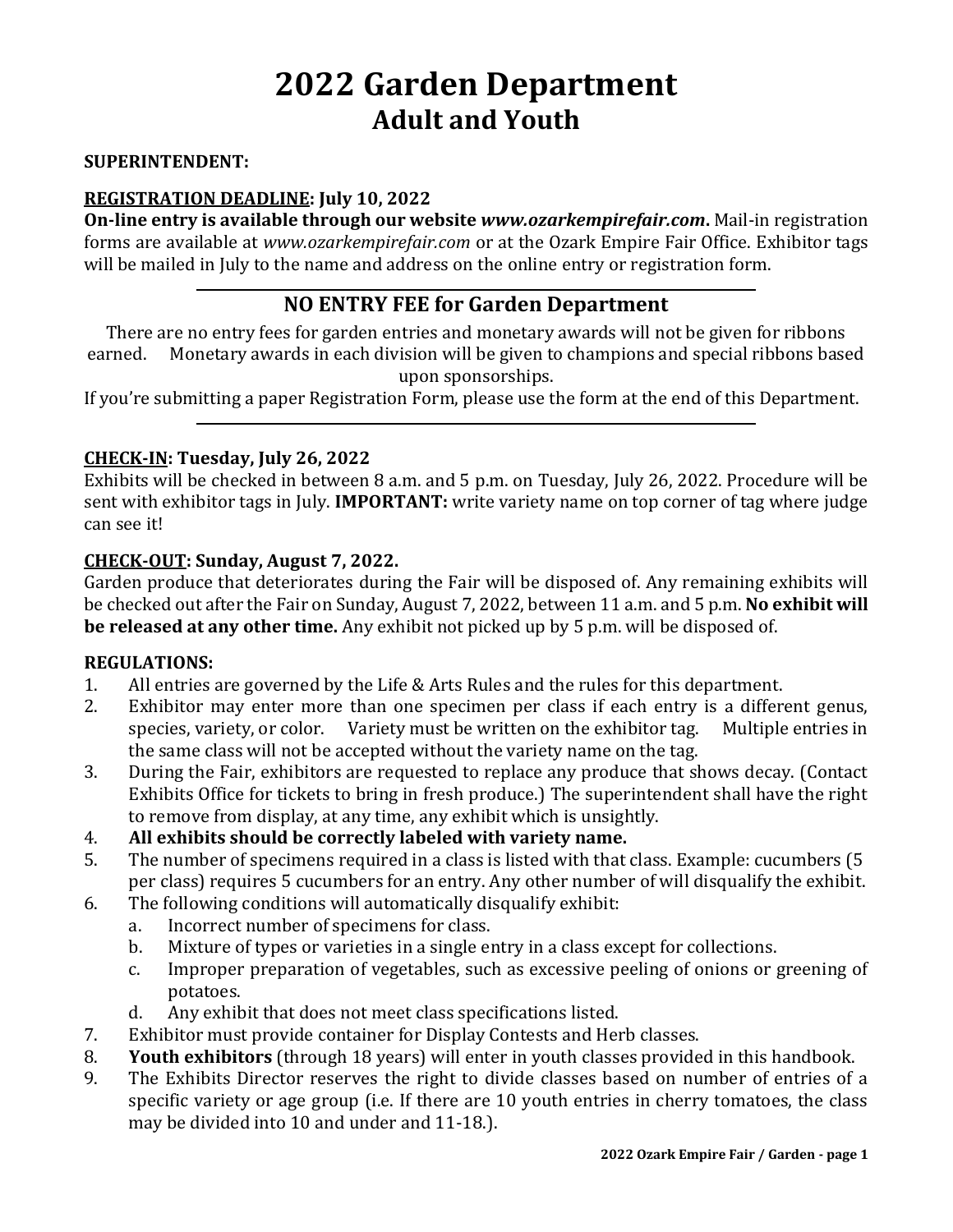# 2022 Garden Department
## Adult and Youth

**SUPERINTENDENT:**

**REGISTRATION DEADLINE: July 10, 2022**

**On-line entry is available through our website *www.ozarkempirefair.com*.** Mail-in registration forms are available at *www.ozarkempirefair.com* or at the Ozark Empire Fair Office. Exhibitor tags will be mailed in July to the name and address on the online entry or registration form.

---

### NO ENTRY FEE for Garden Department

There are no entry fees for garden entries and monetary awards will not be given for ribbons earned. Monetary awards in each division will be given to champions and special ribbons based upon sponsorships.

If you're submitting a paper Registration Form, please use the form at the end of this Department.

---

**CHECK-IN: Tuesday, July 26, 2022**

Exhibits will be checked in between 8 a.m. and 5 p.m. on Tuesday, July 26, 2022. Procedure will be sent with exhibitor tags in July. **IMPORTANT:** write variety name on top corner of tag where judge can see it!

**CHECK-OUT: Sunday, August 7, 2022.**

Garden produce that deteriorates during the Fair will be disposed of. Any remaining exhibits will be checked out after the Fair on Sunday, August 7, 2022, between 11 a.m. and 5 p.m. **No exhibit will be released at any other time.** Any exhibit not picked up by 5 p.m. will be disposed of.

**REGULATIONS:**

1. All entries are governed by the Life & Arts Rules and the rules for this department.
2. Exhibitor may enter more than one specimen per class if each entry is a different genus, species, variety, or color. Variety must be written on the exhibitor tag. Multiple entries in the same class will not be accepted without the variety name on the tag.
3. During the Fair, exhibitors are requested to replace any produce that shows decay. (Contact Exhibits Office for tickets to bring in fresh produce.) The superintendent shall have the right to remove from display, at any time, any exhibit which is unsightly.
4. **All exhibits should be correctly labeled with variety name.**
5. The number of specimens required in a class is listed with that class. Example: cucumbers (5 per class) requires 5 cucumbers for an entry. Any other number of will disqualify the exhibit.
6. The following conditions will automatically disqualify exhibit:
   a. Incorrect number of specimens for class.
   b. Mixture of types or varieties in a single entry in a class except for collections.
   c. Improper preparation of vegetables, such as excessive peeling of onions or greening of potatoes.
   d. Any exhibit that does not meet class specifications listed.
7. Exhibitor must provide container for Display Contests and Herb classes.
8. **Youth exhibitors** (through 18 years) will enter in youth classes provided in this handbook.
9. The Exhibits Director reserves the right to divide classes based on number of entries of a specific variety or age group (i.e. If there are 10 youth entries in cherry tomatoes, the class may be divided into 10 and under and 11-18.).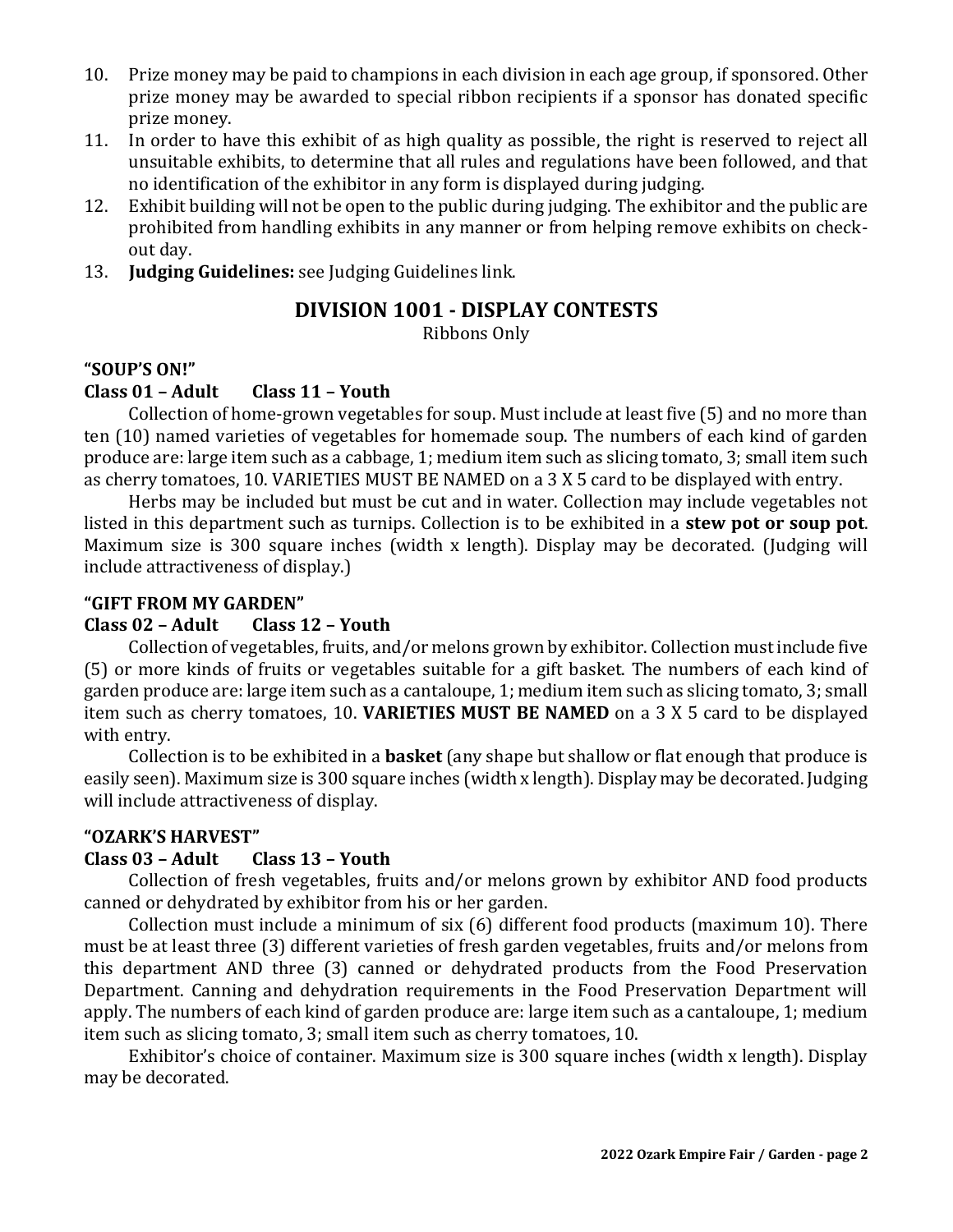10. Prize money may be paid to champions in each division in each age group, if sponsored. Other prize money may be awarded to special ribbon recipients if a sponsor has donated specific prize money.
11. In order to have this exhibit of as high quality as possible, the right is reserved to reject all unsuitable exhibits, to determine that all rules and regulations have been followed, and that no identification of the exhibitor in any form is displayed during judging.
12. Exhibit building will not be open to the public during judging. The exhibitor and the public are prohibited from handling exhibits in any manner or from helping remove exhibits on check-out day.
13. **Judging Guidelines:** see Judging Guidelines link.

## DIVISION 1001 - DISPLAY CONTESTS

Ribbons Only

### "SOUP'S ON!"

**Class 01 – Adult Class 11 – Youth**

Collection of home-grown vegetables for soup. Must include at least five (5) and no more than ten (10) named varieties of vegetables for homemade soup. The numbers of each kind of garden produce are: large item such as a cabbage, 1; medium item such as slicing tomato, 3; small item such as cherry tomatoes, 10. VARIETIES MUST BE NAMED on a 3 X 5 card to be displayed with entry.

Herbs may be included but must be cut and in water. Collection may include vegetables not listed in this department such as turnips. Collection is to be exhibited in a **stew pot or soup pot**. Maximum size is 300 square inches (width x length). Display may be decorated. (Judging will include attractiveness of display.)

### "GIFT FROM MY GARDEN"

**Class 02 – Adult Class 12 – Youth**

Collection of vegetables, fruits, and/or melons grown by exhibitor. Collection must include five (5) or more kinds of fruits or vegetables suitable for a gift basket. The numbers of each kind of garden produce are: large item such as a cantaloupe, 1; medium item such as slicing tomato, 3; small item such as cherry tomatoes, 10. **VARIETIES MUST BE NAMED** on a 3 X 5 card to be displayed with entry.

Collection is to be exhibited in a **basket** (any shape but shallow or flat enough that produce is easily seen). Maximum size is 300 square inches (width x length). Display may be decorated. Judging will include attractiveness of display.

### "OZARK'S HARVEST"

**Class 03 – Adult Class 13 – Youth**

Collection of fresh vegetables, fruits and/or melons grown by exhibitor AND food products canned or dehydrated by exhibitor from his or her garden.

Collection must include a minimum of six (6) different food products (maximum 10). There must be at least three (3) different varieties of fresh garden vegetables, fruits and/or melons from this department AND three (3) canned or dehydrated products from the Food Preservation Department. Canning and dehydration requirements in the Food Preservation Department will apply. The numbers of each kind of garden produce are: large item such as a cantaloupe, 1; medium item such as slicing tomato, 3; small item such as cherry tomatoes, 10.

Exhibitor's choice of container. Maximum size is 300 square inches (width x length). Display may be decorated.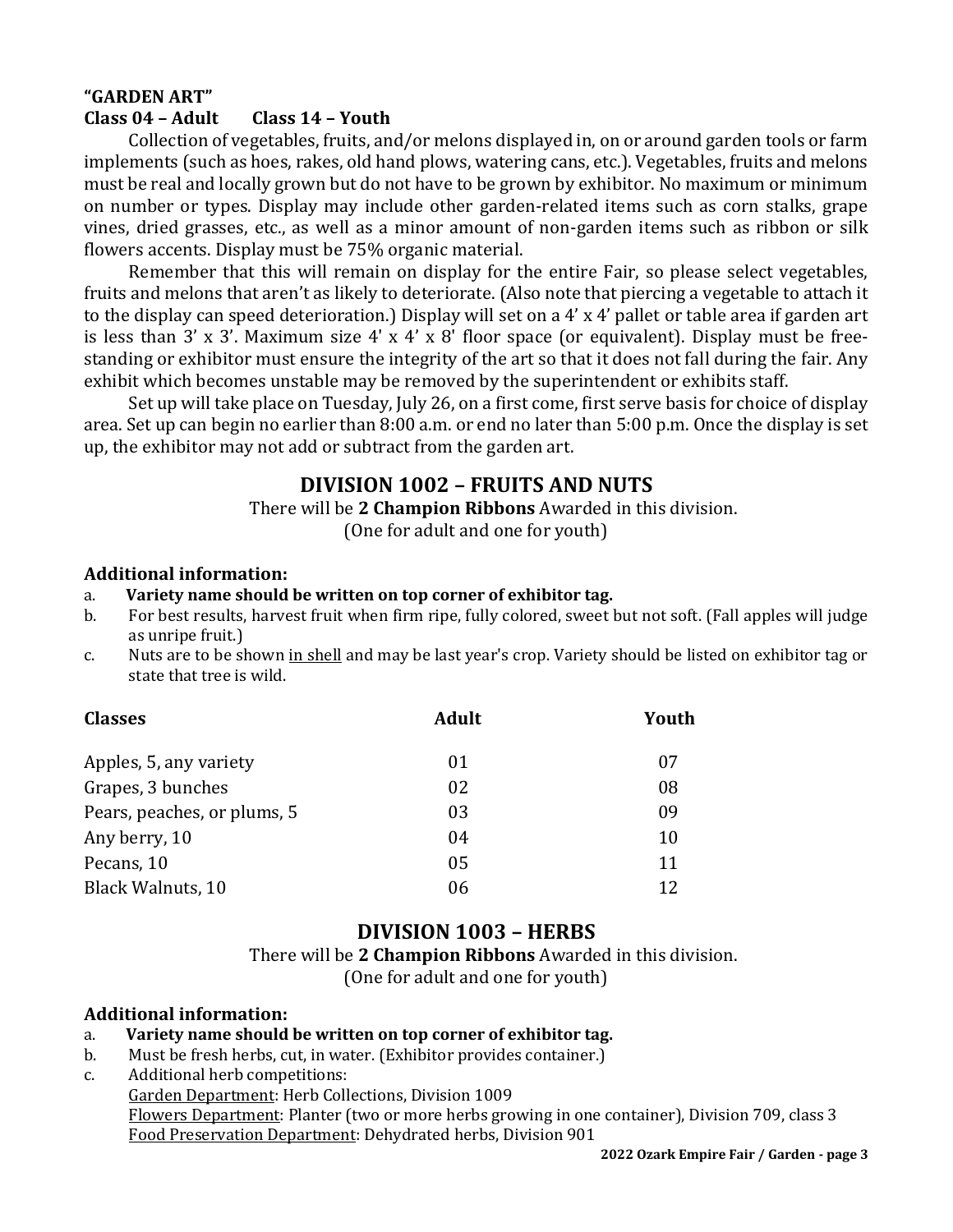**"GARDEN ART"**
**Class 04 – Adult Class 14 – Youth**

Collection of vegetables, fruits, and/or melons displayed in, on or around garden tools or farm implements (such as hoes, rakes, old hand plows, watering cans, etc.). Vegetables, fruits and melons must be real and locally grown but do not have to be grown by exhibitor. No maximum or minimum on number or types. Display may include other garden-related items such as corn stalks, grape vines, dried grasses, etc., as well as a minor amount of non-garden items such as ribbon or silk flowers accents. Display must be 75% organic material.

Remember that this will remain on display for the entire Fair, so please select vegetables, fruits and melons that aren't as likely to deteriorate. (Also note that piercing a vegetable to attach it to the display can speed deterioration.) Display will set on a 4' x 4' pallet or table area if garden art is less than 3' x 3'. Maximum size 4' x 4' x 8' floor space (or equivalent). Display must be free-standing or exhibitor must ensure the integrity of the art so that it does not fall during the fair. Any exhibit which becomes unstable may be removed by the superintendent or exhibits staff.

Set up will take place on Tuesday, July 26, on a first come, first serve basis for choice of display area. Set up can begin no earlier than 8:00 a.m. or end no later than 5:00 p.m. Once the display is set up, the exhibitor may not add or subtract from the garden art.

## DIVISION 1002 – FRUITS AND NUTS

There will be **2 Champion Ribbons** Awarded in this division.
(One for adult and one for youth)

**Additional information:**

a. **Variety name should be written on top corner of exhibitor tag.**
b. For best results, harvest fruit when firm ripe, fully colored, sweet but not soft. (Fall apples will judge as unripe fruit.)
c. Nuts are to be shown in shell and may be last year's crop. Variety should be listed on exhibitor tag or state that tree is wild.

| Classes | Adult | Youth |
|---|---|---|
| Apples, 5, any variety | 01 | 07 |
| Grapes, 3 bunches | 02 | 08 |
| Pears, peaches, or plums, 5 | 03 | 09 |
| Any berry, 10 | 04 | 10 |
| Pecans, 10 | 05 | 11 |
| Black Walnuts, 10 | 06 | 12 |

## DIVISION 1003 – HERBS

There will be **2 Champion Ribbons** Awarded in this division.
(One for adult and one for youth)

**Additional information:**

a. **Variety name should be written on top corner of exhibitor tag.**
b. Must be fresh herbs, cut, in water. (Exhibitor provides container.)
c. Additional herb competitions:
Garden Department: Herb Collections, Division 1009
Flowers Department: Planter (two or more herbs growing in one container), Division 709, class 3
Food Preservation Department: Dehydrated herbs, Division 901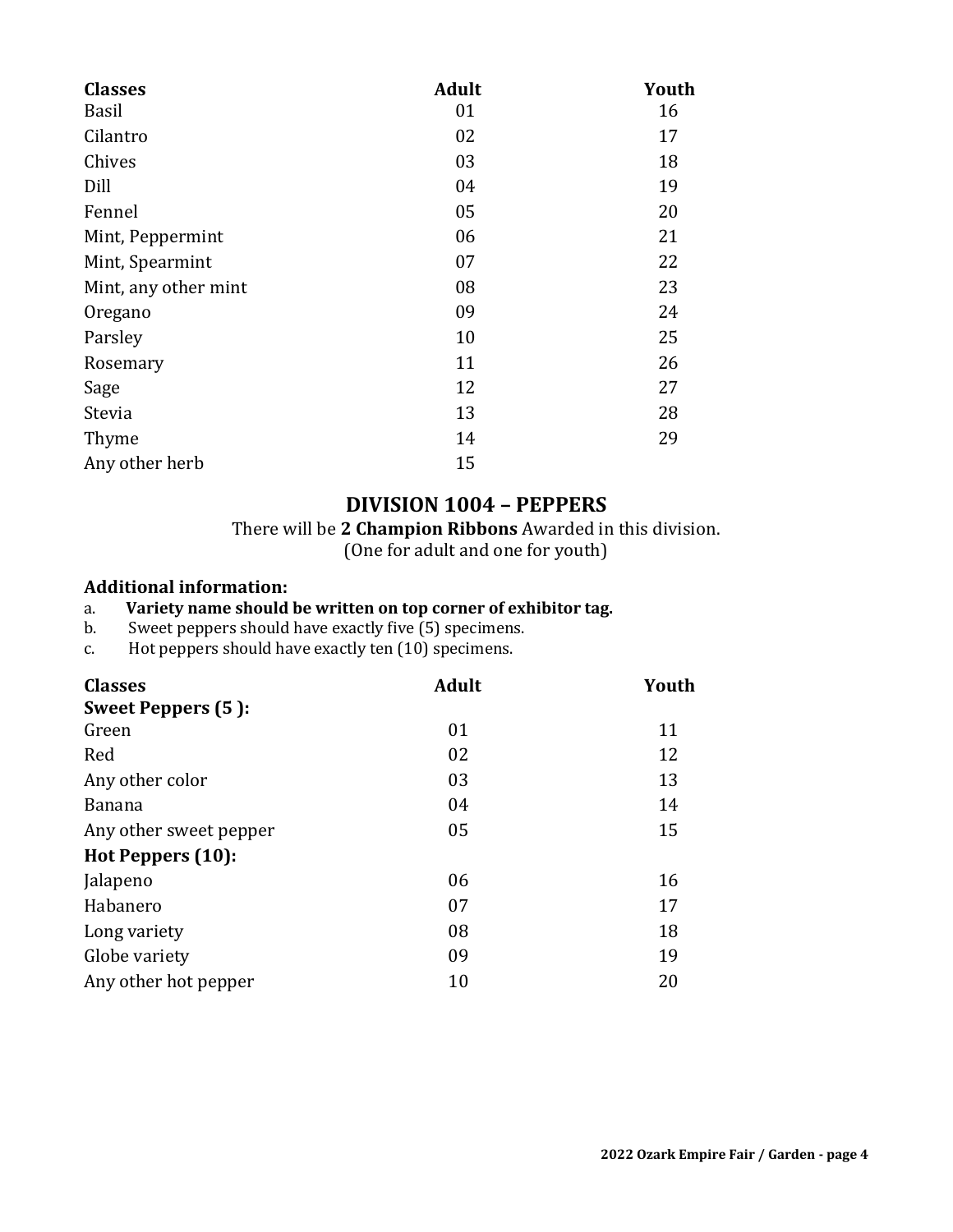| Classes | Adult | Youth |
|---|---|---|
| Basil | 01 | 16 |
| Cilantro | 02 | 17 |
| Chives | 03 | 18 |
| Dill | 04 | 19 |
| Fennel | 05 | 20 |
| Mint, Peppermint | 06 | 21 |
| Mint, Spearmint | 07 | 22 |
| Mint, any other mint | 08 | 23 |
| Oregano | 09 | 24 |
| Parsley | 10 | 25 |
| Rosemary | 11 | 26 |
| Sage | 12 | 27 |
| Stevia | 13 | 28 |
| Thyme | 14 | 29 |
| Any other herb | 15 | |

## DIVISION 1004 – PEPPERS

There will be **2 Champion Ribbons** Awarded in this division.
(One for adult and one for youth)

**Additional information:**

a. **Variety name should be written on top corner of exhibitor tag.**
b. Sweet peppers should have exactly five (5) specimens.
c. Hot peppers should have exactly ten (10) specimens.

| Classes | Adult | Youth |
|---|---|---|
| **Sweet Peppers (5 ):** | | |
| Green | 01 | 11 |
| Red | 02 | 12 |
| Any other color | 03 | 13 |
| Banana | 04 | 14 |
| Any other sweet pepper | 05 | 15 |
| **Hot Peppers (10):** | | |
| Jalapeno | 06 | 16 |
| Habanero | 07 | 17 |
| Long variety | 08 | 18 |
| Globe variety | 09 | 19 |
| Any other hot pepper | 10 | 20 |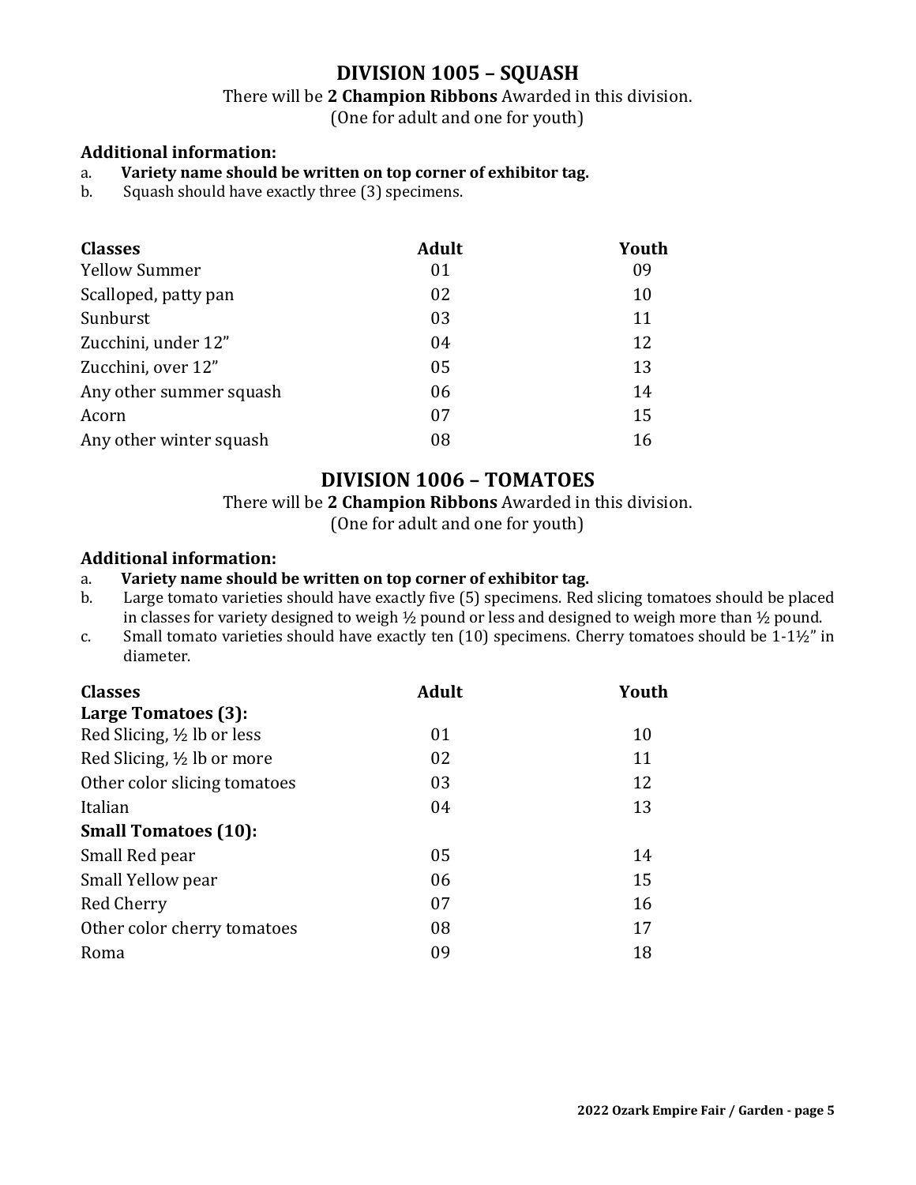## DIVISION 1005 – SQUASH

There will be **2 Champion Ribbons** Awarded in this division.
(One for adult and one for youth)

**Additional information:**

a. **Variety name should be written on top corner of exhibitor tag.**
b. Squash should have exactly three (3) specimens.

| Classes | Adult | Youth |
|---|---|---|
| Yellow Summer | 01 | 09 |
| Scalloped, patty pan | 02 | 10 |
| Sunburst | 03 | 11 |
| Zucchini, under 12” | 04 | 12 |
| Zucchini, over 12” | 05 | 13 |
| Any other summer squash | 06 | 14 |
| Acorn | 07 | 15 |
| Any other winter squash | 08 | 16 |

## DIVISION 1006 – TOMATOES

There will be **2 Champion Ribbons** Awarded in this division.
(One for adult and one for youth)

**Additional information:**

a. **Variety name should be written on top corner of exhibitor tag.**
b. Large tomato varieties should have exactly five (5) specimens. Red slicing tomatoes should be placed in classes for variety designed to weigh ½ pound or less and designed to weigh more than ½ pound.
c. Small tomato varieties should have exactly ten (10) specimens. Cherry tomatoes should be 1-1½” in diameter.

| Classes | Adult | Youth |
|---|---|---|
| **Large Tomatoes (3):** | | |
| Red Slicing, ½ lb or less | 01 | 10 |
| Red Slicing, ½ lb or more | 02 | 11 |
| Other color slicing tomatoes | 03 | 12 |
| Italian | 04 | 13 |
| **Small Tomatoes (10):** | | |
| Small Red pear | 05 | 14 |
| Small Yellow pear | 06 | 15 |
| Red Cherry | 07 | 16 |
| Other color cherry tomatoes | 08 | 17 |
| Roma | 09 | 18 |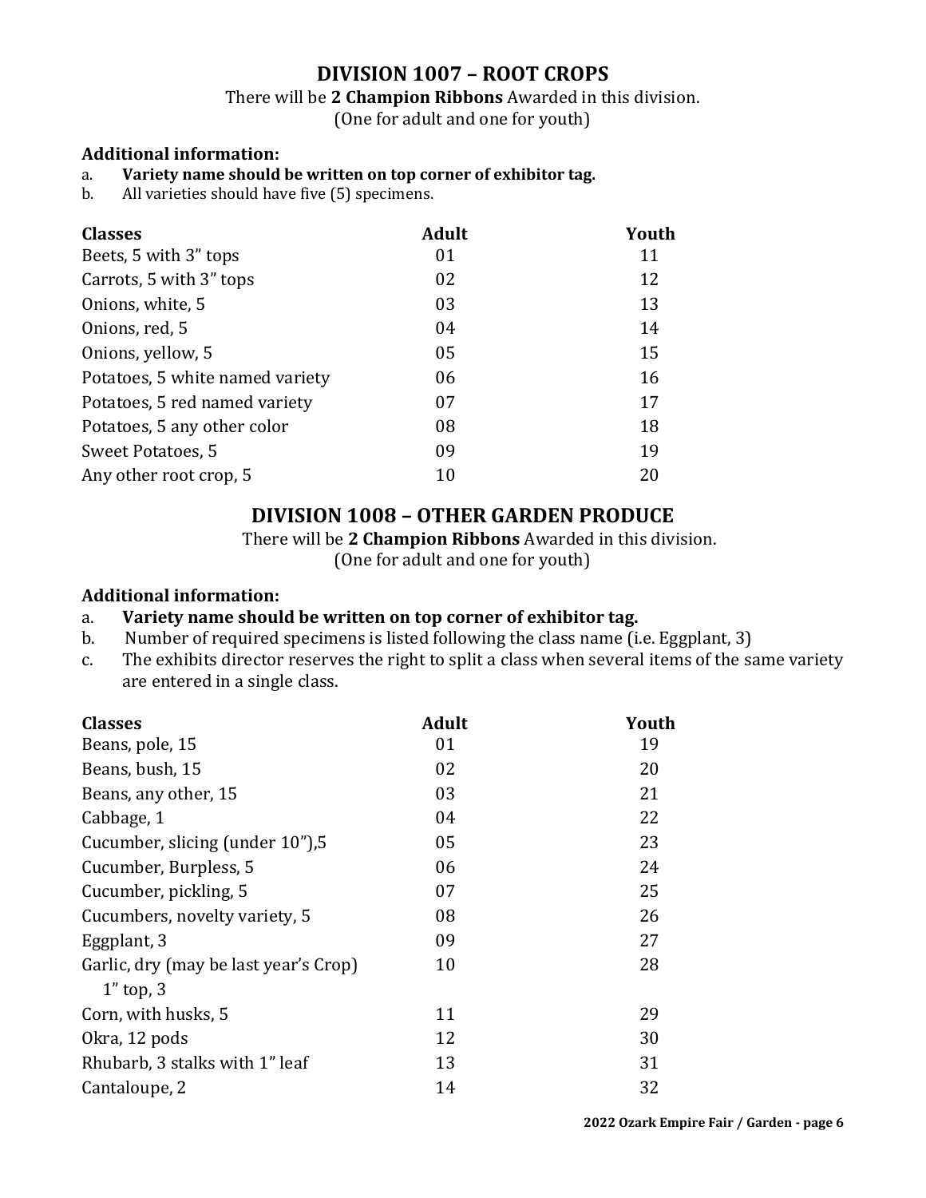## DIVISION 1007 – ROOT CROPS

There will be **2 Champion Ribbons** Awarded in this division.
(One for adult and one for youth)

**Additional information:**

a. **Variety name should be written on top corner of exhibitor tag.**
b. All varieties should have five (5) specimens.

| Classes | Adult | Youth |
|---|---|---|
| Beets, 5 with 3" tops | 01 | 11 |
| Carrots, 5 with 3" tops | 02 | 12 |
| Onions, white, 5 | 03 | 13 |
| Onions, red, 5 | 04 | 14 |
| Onions, yellow, 5 | 05 | 15 |
| Potatoes, 5 white named variety | 06 | 16 |
| Potatoes, 5 red named variety | 07 | 17 |
| Potatoes, 5 any other color | 08 | 18 |
| Sweet Potatoes, 5 | 09 | 19 |
| Any other root crop, 5 | 10 | 20 |

## DIVISION 1008 – OTHER GARDEN PRODUCE

There will be **2 Champion Ribbons** Awarded in this division.
(One for adult and one for youth)

**Additional information:**

a. **Variety name should be written on top corner of exhibitor tag.**
b. Number of required specimens is listed following the class name (i.e. Eggplant, 3)
c. The exhibits director reserves the right to split a class when several items of the same variety are entered in a single class.

| Classes | Adult | Youth |
|---|---|---|
| Beans, pole, 15 | 01 | 19 |
| Beans, bush, 15 | 02 | 20 |
| Beans, any other, 15 | 03 | 21 |
| Cabbage, 1 | 04 | 22 |
| Cucumber, slicing (under 10"),5 | 05 | 23 |
| Cucumber, Burpless, 5 | 06 | 24 |
| Cucumber, pickling, 5 | 07 | 25 |
| Cucumbers, novelty variety, 5 | 08 | 26 |
| Eggplant, 3 | 09 | 27 |
| Garlic, dry (may be last year's Crop) 1" top, 3 | 10 | 28 |
| Corn, with husks, 5 | 11 | 29 |
| Okra, 12 pods | 12 | 30 |
| Rhubarb, 3 stalks with 1" leaf | 13 | 31 |
| Cantaloupe, 2 | 14 | 32 |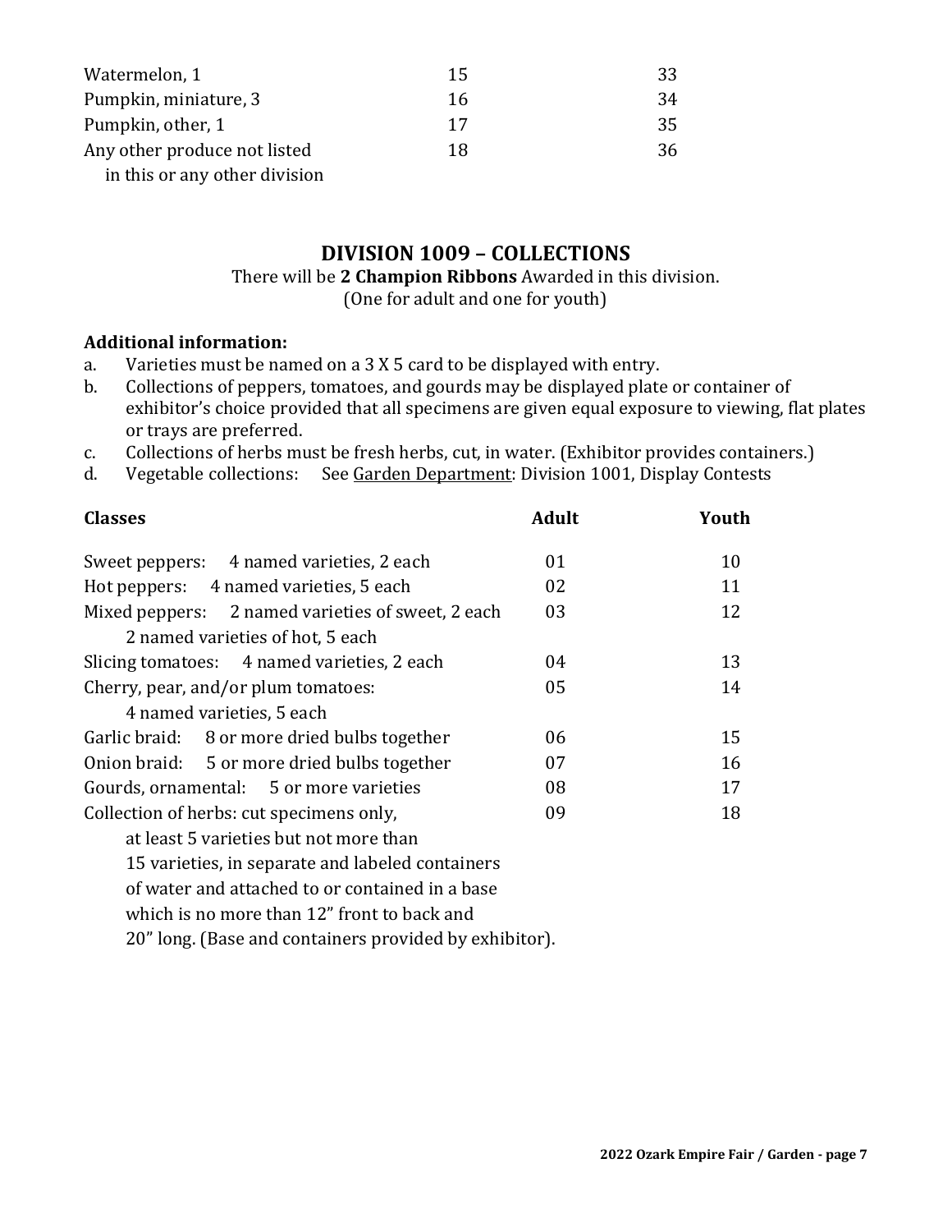| | | |
|---|---|---|
| Watermelon, 1 | 15 | 33 |
| Pumpkin, miniature, 3 | 16 | 34 |
| Pumpkin, other, 1 | 17 | 35 |
| Any other produce not listed in this or any other division | 18 | 36 |

## DIVISION 1009 – COLLECTIONS

There will be **2 Champion Ribbons** Awarded in this division.
(One for adult and one for youth)

**Additional information:**

a. Varieties must be named on a 3 X 5 card to be displayed with entry.
b. Collections of peppers, tomatoes, and gourds may be displayed plate or container of exhibitor's choice provided that all specimens are given equal exposure to viewing, flat plates or trays are preferred.
c. Collections of herbs must be fresh herbs, cut, in water. (Exhibitor provides containers.)
d. Vegetable collections: See Garden Department: Division 1001, Display Contests

| Classes | Adult | Youth |
|---|---|---|
| Sweet peppers: 4 named varieties, 2 each | 01 | 10 |
| Hot peppers: 4 named varieties, 5 each | 02 | 11 |
| Mixed peppers: 2 named varieties of sweet, 2 each; 2 named varieties of hot, 5 each | 03 | 12 |
| Slicing tomatoes: 4 named varieties, 2 each | 04 | 13 |
| Cherry, pear, and/or plum tomatoes: 4 named varieties, 5 each | 05 | 14 |
| Garlic braid: 8 or more dried bulbs together | 06 | 15 |
| Onion braid: 5 or more dried bulbs together | 07 | 16 |
| Gourds, ornamental: 5 or more varieties | 08 | 17 |
| Collection of herbs: cut specimens only, at least 5 varieties but not more than 15 varieties, in separate and labeled containers of water and attached to or contained in a base which is no more than 12" front to back and 20" long. (Base and containers provided by exhibitor). | 09 | 18 |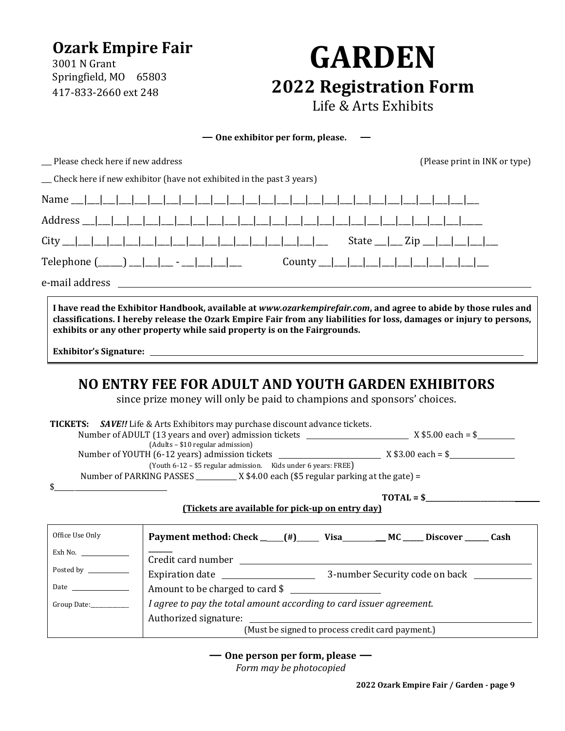**Ozark Empire Fair**
3001 N Grant
Springfield, MO 65803
417-833-2660 ext 248

# GARDEN

## 2022 Registration Form

Life & Arts Exhibits

**— One exhibitor per form, please. —**

___ Please check here if new address (Please print in INK or type)

___ Check here if new exhibitor (have not exhibited in the past 3 years)

Name ___|___|___|___|___|___|___|___|___|___|___|___|___|___|___|___|___|___|___|___|___|___|___|___|___|___

Address ___|___|___|___|___|___|___|___|___|___|___|___|___|___|___|___|___|___|___|___|___|___|___|___|___|_____

City ___|___|___|___|___|___|___|___|___|___|___|___|___|___|___|___|___ State ___|___ Zip ___|___|___|___|___

Telephone (______) ___|___|___ - ___|___|___|___ County ___|___|___|___|___|___|___|___|___|___|___|___

e-mail address ____________________________________________

**I have read the Exhibitor Handbook, available at *www.ozarkempirefair.com*, and agree to abide by those rules and classifications. I hereby release the Ozark Empire Fair from any liabilities for loss, damages or injury to persons, exhibits or any other property while said property is on the Fairgrounds.**

**Exhibitor's Signature:** ____________________________________________

## NO ENTRY FEE FOR ADULT AND YOUTH GARDEN EXHIBITORS

since prize money will only be paid to champions and sponsors' choices.

**TICKETS:** ***SAVE!!*** Life & Arts Exhibitors may purchase discount advance tickets.

Number of ADULT (13 years and over) admission tickets ____________ X $5.00 each = $________
(Adults – $10 regular admission)

Number of YOUTH (6-12 years) admission tickets ____________ X $3.00 each = $________
(Youth 6-12 – $5 regular admission. Kids under 6 years: FREE)

Number of PARKING PASSES __________ X $4.00 each ($5 regular parking at the gate) = $________

**TOTAL = $________**

**(Tickets are available for pick-up on entry day)**

| Office Use Only | **Payment method: Check ______(#)______ Visa__________ MC ______ Discover _______ Cash _______** |
|---|---|
| Exh No. ________ | Credit card number ____________________ |
| Posted by ________ | Expiration date ____________ 3-number Security code on back ________ |
| Date ________ | Amount to be charged to card $ ____________ |
| Group Date:________ | *I agree to pay the total amount according to card issuer agreement.* |
| | Authorized signature: ____________________ |
| | (Must be signed to process credit card payment.) |

**— One person per form, please —**

*Form may be photocopied*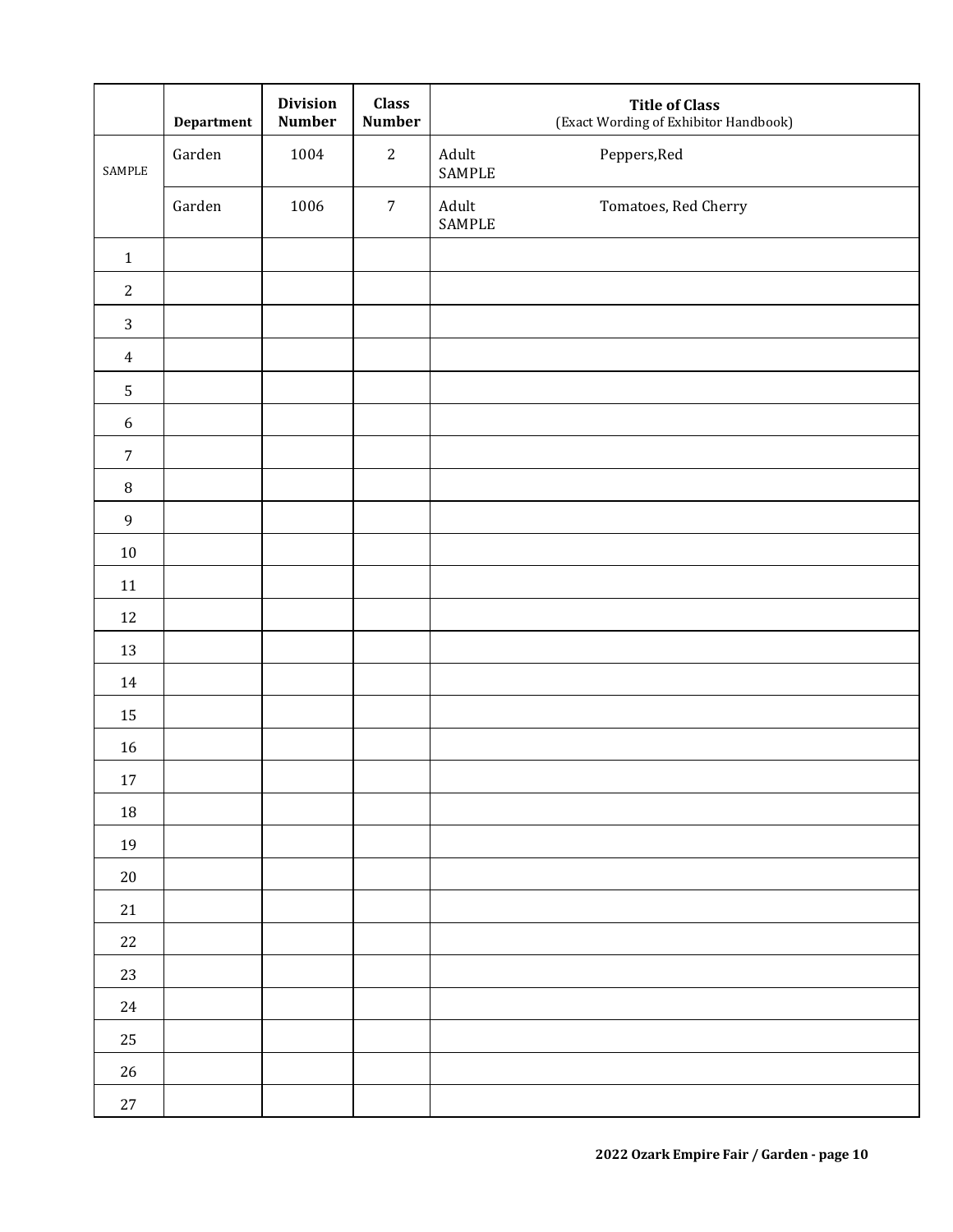| | Department | Division Number | Class Number | Title of Class (Exact Wording of Exhibitor Handbook) |
|---|---|---|---|---|
| SAMPLE | Garden | 1004 | 2 | Adult SAMPLE Peppers,Red |
| | Garden | 1006 | 7 | Adult SAMPLE Tomatoes, Red Cherry |
| 1 | | | | |
| 2 | | | | |
| 3 | | | | |
| 4 | | | | |
| 5 | | | | |
| 6 | | | | |
| 7 | | | | |
| 8 | | | | |
| 9 | | | | |
| 10 | | | | |
| 11 | | | | |
| 12 | | | | |
| 13 | | | | |
| 14 | | | | |
| 15 | | | | |
| 16 | | | | |
| 17 | | | | |
| 18 | | | | |
| 19 | | | | |
| 20 | | | | |
| 21 | | | | |
| 22 | | | | |
| 23 | | | | |
| 24 | | | | |
| 25 | | | | |
| 26 | | | | |
| 27 | | | | |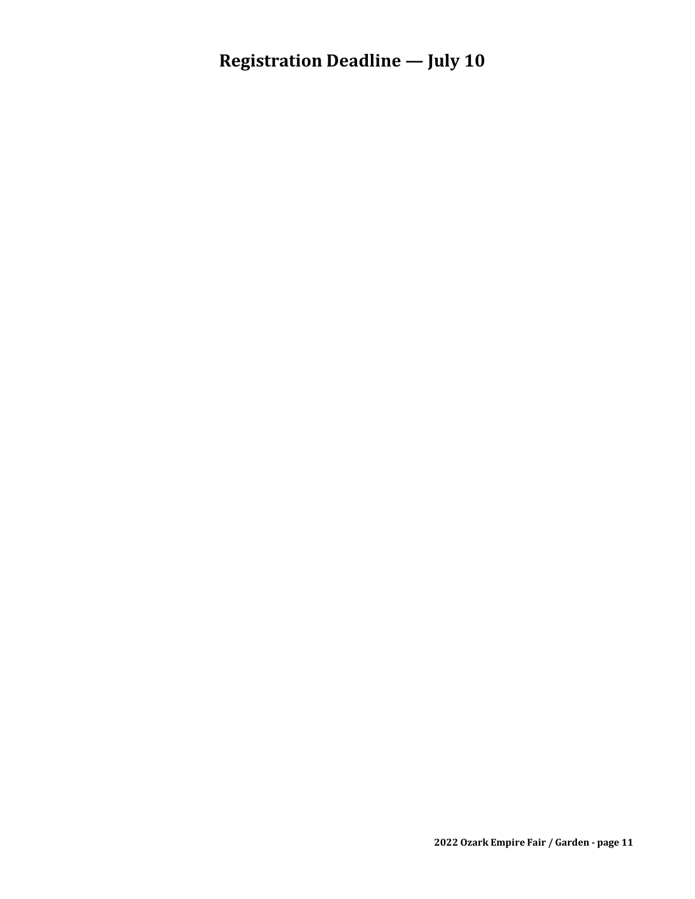# Registration Deadline — July 10